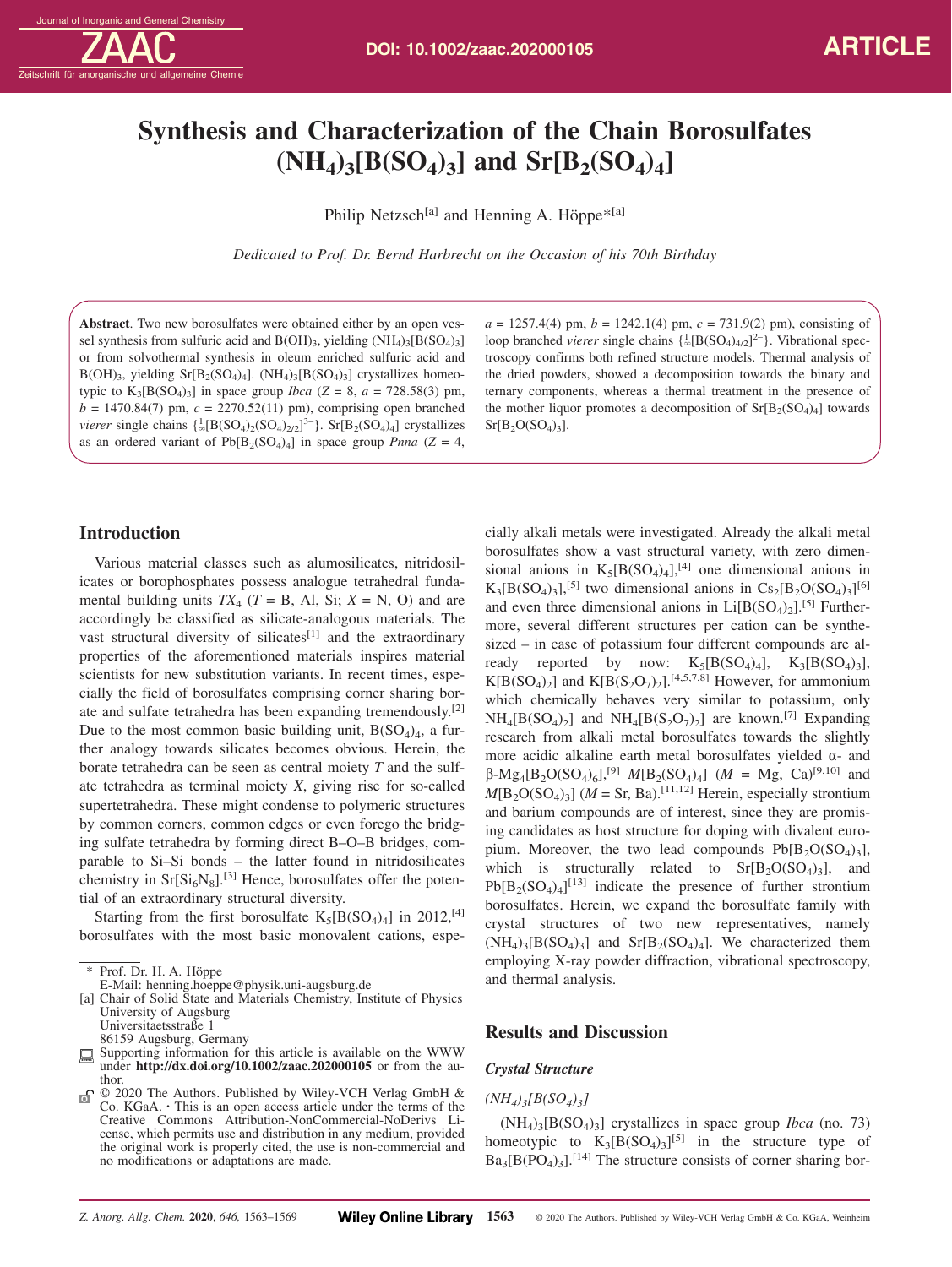# Synthesis and Characterization of the Chain Borosulfates $(NH_4)_3[B(SO_4)_3]$ and $Sr[B_2(SO_4)_4]$

Philip Netzsch[a] and Henning A. Höppe*[a]

*Dedicated to Prof. Dr. Bernd Harbrecht on the Occasion of his 70th Birthday*

**Abstract**. Two new borosulfates were obtained either by an open vessel synthesis from sulfuric acid and $B(OH)_3$, yielding $(NH_4)_3[B(SO_4)_3]$ or from solvothermal synthesis in oleum enriched sulfuric acid and $B(OH)_3$, yielding $Sr[B_2(SO_4)_4]$. $(NH_4)_3[B(SO_4)_3]$ crystallizes homeotypic to $K_3[B(SO_4)_3]$ in space group *Ibca* ($Z = 8$, $a = 728.58(3)$ pm, $b = 1470.84(7)$ pm, $c = 2270.52(11)$ pm), comprising open branched *vierer* single chains $\{^1_\infty[B(SO_4)_2(SO_4)_{2/2}]^{3-}\}$. $Sr[B_2(SO_4)_4]$ crystallizes as an ordered variant of $Pb[B_2(SO_4)_4]$ in space group *Pnna* ($Z = 4$, $a = 1257.4(4)$ pm, $b = 1242.1(4)$ pm, $c = 731.9(2)$ pm), consisting of loop branched *vierer* single chains $\{^1_\infty[B(SO_4)_{4/2}]^{2-}\}$. Vibrational spectroscopy confirms both refined structure models. Thermal analysis of the dried powders, showed a decomposition towards the binary and ternary components, whereas a thermal treatment in the presence of the mother liquor promotes a decomposition of $Sr[B_2(SO_4)_4]$ towards $Sr[B_2O(SO_4)_3]$.

## Introduction

Various material classes such as alumosilicates, nitridosilicates or borophosphates possess analogue tetrahedral fundamental building units $TX_4$ ($T$ = B, Al, Si; $X$ = N, O) and are accordingly be classified as silicate-analogous materials. The vast structural diversity of silicates[1] and the extraordinary properties of the aforementioned materials inspires material scientists for new substitution variants. In recent times, especially the field of borosulfates comprising corner sharing borate and sulfate tetrahedra has been expanding tremendously.[2] Due to the most common basic building unit, $B(SO_4)_4$, a further analogy towards silicates becomes obvious. Herein, the borate tetrahedra can be seen as central moiety $T$ and the sulfate tetrahedra as terminal moiety $X$, giving rise for so-called supertetrahedra. These might condense to polymeric structures by common corners, common edges or even forego the bridging sulfate tetrahedra by forming direct B–O–B bridges, comparable to Si–Si bonds – the latter found in nitridosilicates chemistry in $Sr[Si_6N_8]$.[3] Hence, borosulfates offer the potential of an extraordinary structural diversity.

Starting from the first borosulfate $K_5[B(SO_4)_4]$ in 2012,[4] borosulfates with the most basic monovalent cations, especially alkali metals were investigated. Already the alkali metal borosulfates show a vast structural variety, with zero dimensional anions in $K_5[B(SO_4)_4]$,[4] one dimensional anions in $K_3[B(SO_4)_3]$,[5] two dimensional anions in $Cs_2[B_2O(SO_4)_3]$[6] and even three dimensional anions in $Li[B(SO_4)_2]$.[5] Furthermore, several different structures per cation can be synthesized – in case of potassium four different compounds are already reported by now: $K_5[B(SO_4)_4]$, $K_3[B(SO_4)_3]$, $K[B(SO_4)_2]$ and $K[B(S_2O_7)_2]$.[4,5,7,8] However, for ammonium which chemically behaves very similar to potassium, only $NH_4[B(SO_4)_2]$ and $NH_4[B(S_2O_7)_2]$ are known.[7] Expanding research from alkali metal borosulfates towards the slightly more acidic alkaline earth metal borosulfates yielded α- and β-$Mg_4[B_2O(SO_4)_6]$,[9] $M[B_2(SO_4)_4]$ ($M$ = Mg, Ca)[9,10] and $M[B_2O(SO_4)_3]$ ($M$ = Sr, Ba).[11,12] Herein, especially strontium and barium compounds are of interest, since they are promising candidates as host structure for doping with divalent europium. Moreover, the two lead compounds $Pb[B_2O(SO_4)_3]$, which is structurally related to $Sr[B_2O(SO_4)_3]$, and $Pb[B_2(SO_4)_4]$[13] indicate the presence of further strontium borosulfates. Herein, we expand the borosulfate family with crystal structures of two new representatives, namely $(NH_4)_3[B(SO_4)_3]$ and $Sr[B_2(SO_4)_4]$. We characterized them employing X-ray powder diffraction, vibrational spectroscopy, and thermal analysis.

## Results and Discussion

### Crystal Structure

#### $(NH_4)_3[B(SO_4)_3]$

$(NH_4)_3[B(SO_4)_3]$ crystallizes in space group *Ibca* (no. 73) homeotypic to $K_3[B(SO_4)_3]$[5] in the structure type of $Ba_3[B(PO_4)_3]$.[14] The structure consists of corner sharing bor-

\* Prof. Dr. H. A. Höppe
E-Mail: henning.hoeppe@physik.uni-augsburg.de

[a] Chair of Solid State and Materials Chemistry, Institute of Physics
University of Augsburg
Universitaetsstraße 1
86159 Augsburg, Germany

Supporting information for this article is available on the WWW under **http://dx.doi.org/10.1002/zaac.202000105** or from the author.

© 2020 The Authors. Published by Wiley-VCH Verlag GmbH & Co. KGaA. · This is an open access article under the terms of the Creative Commons Attribution-NonCommercial-NoDerivs License, which permits use and distribution in any medium, provided the original work is properly cited, the use is non-commercial and no modifications or adaptations are made.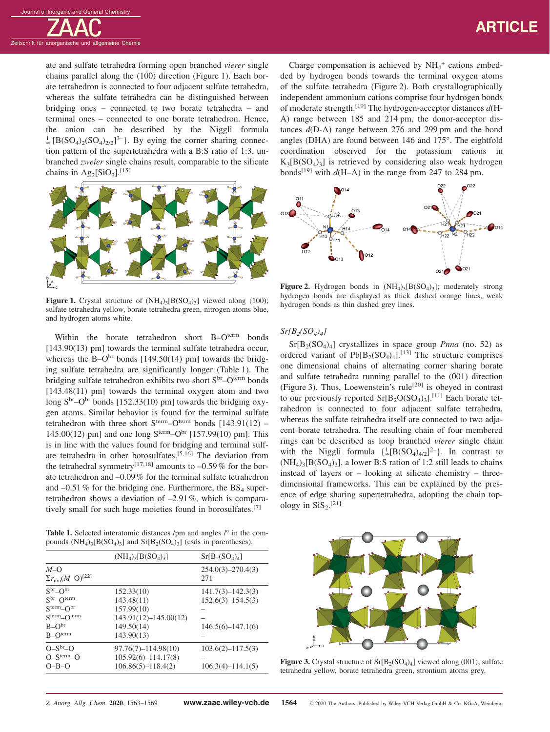ate and sulfate tetrahedra forming open branched *vierer* single chains parallel along the (100) direction (Figure 1). Each borate tetrahedron is connected to four adjacent sulfate tetrahedra, whereas the sulfate tetrahedra can be distinguished between bridging ones – connected to two borate tetrahedra – and terminal ones – connected to one borate tetrahedron. Hence, the anion can be described by the Niggli formula $^1_\infty[B(SO_4)_2(SO_4)_{2/2}]^{3-}$}. By eying the corner sharing connection pattern of the supertetrahedra with a B:S ratio of 1:3, unbranched *zweier* single chains result, comparable to the silicate chains in $Ag_2[SiO_3]$.[15]

**Figure 1.** Crystal structure of $(NH_4)_3[B(SO_4)_3]$ viewed along (100); sulfate tetrahedra yellow, borate tetrahedra green, nitrogen atoms blue, and hydrogen atoms white.

Within the borate tetrahedron short $B–O^{term}$ bonds [143.90(13) pm] towards the terminal sulfate tetrahedra occur, whereas the $B–O^{br}$ bonds [149.50(14) pm] towards the bridging sulfate tetrahedra are significantly longer (Table 1). The bridging sulfate tetrahedron exhibits two short $S^{br}–O^{term}$ bonds [143.48(11) pm] towards the terminal oxygen atom and two long $S^{br}–O^{br}$ bonds [152.33(10) pm] towards the bridging oxygen atoms. Similar behavior is found for the terminal sulfate tetrahedron with three short $S^{term}–O^{term}$ bonds [143.91(12) – 145.00(12) pm] and one long $S^{term}–O^{br}$ [157.99(10) pm]. This is in line with the values found for bridging and terminal sulfate tetrahedra in other borosulfates.[5,16] The deviation from the tetrahedral symmetry[17,18] amounts to –0.59 % for the borate tetrahedron and –0.09 % for the terminal sulfate tetrahedron and –0.51 % for the bridging one. Furthermore, the $BS_4$ supertetrahedron shows a deviation of –2.91 %, which is comparatively small for such huge moieties found in borosulfates.[7]

**Table 1.** Selected interatomic distances /pm and angles /° in the compounds $(NH_4)_3[B(SO_4)_3]$ and $Sr[B_2(SO_4)_3]$ (esds in parentheses).

| | $(NH_4)_3[B(SO_4)_3]$ | $Sr[B_2(SO_4)_4]$ |
|---|---|---|
| $M$–O | | 254.0(3)–270.4(3) |
| $\Sigma r_{ion}(M–O)$[22] | | 271 |
| $S^{br}–O^{br}$ | 152.33(10) | 141.7(3)–142.3(3) |
| $S^{br}–O^{term}$ | 143.48(11) | 152.6(3)–154.5(3) |
| $S^{term}–O^{br}$ | 157.99(10) | – |
| $S^{term}–O^{term}$ | 143.91(12)–145.00(12) | – |
| $B–O^{br}$ | 149.50(14) | 146.5(6)–147.1(6) |
| $B–O^{term}$ | 143.90(13) | – |
| $O–S^{br}–O$ | 97.76(7)–114.98(10) | 103.6(2)–117.5(3) |
| $O–S^{term}–O$ | 105.92(6)–114.17(8) | – |
| O–B–O | 106.86(5)–118.4(2) | 106.3(4)–114.1(5) |

Charge compensation is achieved by $NH_4^+$ cations embedded by hydrogen bonds towards the terminal oxygen atoms of the sulfate tetrahedra (Figure 2). Both crystallographically independent ammonium cations comprise four hydrogen bonds of moderate strength.[19] The hydrogen-acceptor distances $d$(H-A) range between 185 and 214 pm, the donor-acceptor distances $d$(D-A) range between 276 and 299 pm and the bond angles (DHA) are found between 146 and 175°. The eightfold coordination observed for the potassium cations in $K_3[B(SO_4)_3]$ is retrieved by considering also weak hydrogen bonds[19] with $d$(H–A) in the range from 247 to 284 pm.

**Figure 2.** Hydrogen bonds in $(NH_4)_3[B(SO_4)_3]$; moderately strong hydrogen bonds are displayed as thick dashed orange lines, weak hydrogen bonds as thin dashed grey lines.

### *$Sr[B_2(SO_4)_4]$*

$Sr[B_2(SO_4)_4]$ crystallizes in space group *Pnna* (no. 52) as ordered variant of $Pb[B_2(SO_4)_4]$.[13] The structure comprises one dimensional chains of alternating corner sharing borate and sulfate tetrahedra running parallel to the (001) direction (Figure 3). Thus, Loewenstein's rule[20] is obeyed in contrast to our previously reported $Sr[B_2O(SO_4)_3]$.[11] Each borate tetrahedron is connected to four adjacent sulfate tetrahedra, whereas the sulfate tetrahedra itself are connected to two adjacent borate tetrahedra. The resulting chain of four membered rings can be described as loop branched *vierer* single chain with the Niggli formula {$^1_\infty[B(SO_4)_{4/2}]^{2-}$}. In contrast to $(NH_4)_3[B(SO_4)_3]$, a lower B:S ration of 1:2 still leads to chains instead of layers or – looking at silicate chemistry – three-dimensional frameworks. This can be explained by the presence of edge sharing supertetrahedra, adopting the chain topology in $SiS_2$.[21]

**Figure 3.** Crystal structure of $Sr[B_2(SO_4)_4]$ viewed along (001); sulfate tetrahedra yellow, borate tetrahedra green, strontium atoms grey.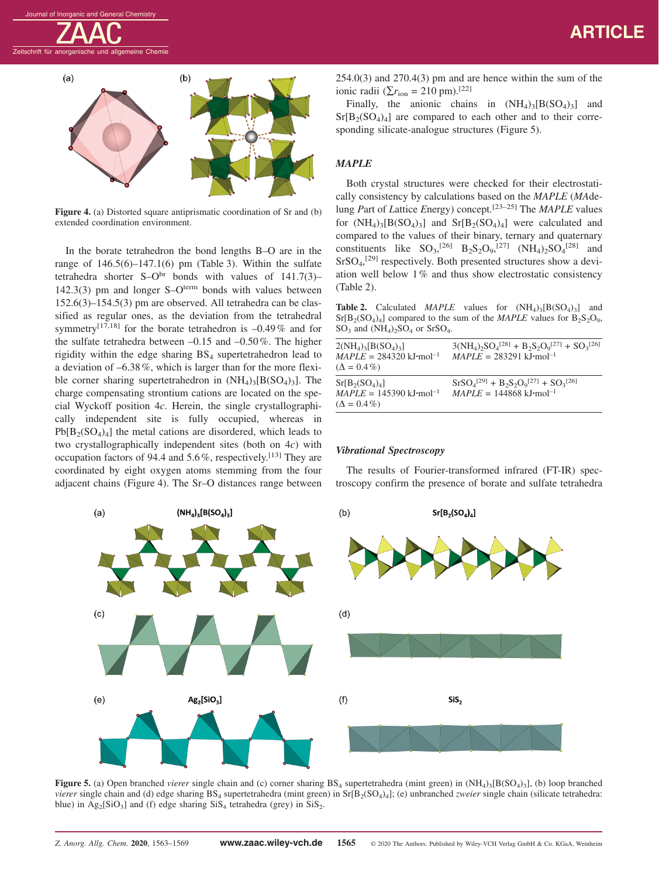**Figure 4.** (a) Distorted square antiprismatic coordination of Sr and (b) extended coordination environment.

In the borate tetrahedron the bond lengths B–O are in the range of 146.5(6)–147.1(6) pm (Table 3). Within the sulfate tetrahedra shorter S–$O^{br}$ bonds with values of 141.7(3)–142.3(3) pm and longer S–$O^{term}$ bonds with values between 152.6(3)–154.5(3) pm are observed. All tetrahedra can be classified as regular ones, as the deviation from the tetrahedral symmetry[17,18] for the borate tetrahedron is –0.49 % and for the sulfate tetrahedra between –0.15 and –0.50 %. The higher rigidity within the edge sharing $BS_4$ supertetrahedron lead to a deviation of –6.38 %, which is larger than for the more flexible corner sharing supertetrahedron in $(NH_4)_3[B(SO_4)_3]$. The charge compensating strontium cations are located on the special Wyckoff position 4*c*. Herein, the single crystallographically independent site is fully occupied, whereas in $Pb[B_2(SO_4)_4]$ the metal cations are disordered, which leads to two crystallographically independent sites (both on 4*c*) with occupation factors of 94.4 and 5.6 %, respectively.[13] They are coordinated by eight oxygen atoms stemming from the four adjacent chains (Figure 4). The Sr–O distances range between 254.0(3) and 270.4(3) pm and are hence within the sum of the ionic radii ($\sum r_{ion}$ = 210 pm).[22]

Finally, the anionic chains in $(NH_4)_3[B(SO_4)_3]$ and $Sr[B_2(SO_4)_4]$ are compared to each other and to their corresponding silicate-analogue structures (Figure 5).

### *MAPLE*

Both crystal structures were checked for their electrostatically consistency by calculations based on the *MAPLE* (*MA*delung *P*art of *L*attice *E*nergy) concept.[23–25] The *MAPLE* values for $(NH_4)_3[B(SO_4)_3]$ and $Sr[B_2(SO_4)_4]$ were calculated and compared to the values of their binary, ternary and quaternary constituents like $SO_3$,[26] $B_2S_2O_9$,[27] $(NH_4)_2SO_4$[28] and $SrSO_4$,[29] respectively. Both presented structures show a deviation well below 1 % and thus show electrostatic consistency (Table 2).

**Table 2.** Calculated *MAPLE* values for $(NH_4)_3[B(SO_4)_3]$ and $Sr[B_2(SO_4)_4]$ compared to the sum of the *MAPLE* values for $B_2S_2O_9$, $SO_3$ and $(NH_4)_2SO_4$ or $SrSO_4$.

| | |
|---|---|
| $2(NH_4)_3[B(SO_4)_3]$ <br> *MAPLE* = 284320 kJ·mol$^{-1}$ <br> (Δ = 0.4 %) | $3(NH_4)_2SO_4$[28] + $B_2S_2O_9$[27] + $SO_3$[26] <br> *MAPLE* = 283291 kJ·mol$^{-1}$ |
| $Sr[B_2(SO_4)_4]$ <br> *MAPLE* = 145390 kJ·mol$^{-1}$ <br> (Δ = 0.4 %) | $SrSO_4$[29] + $B_2S_2O_9$[27] + $SO_3$[26] <br> *MAPLE* = 144868 kJ·mol$^{-1}$ |

### *Vibrational Spectroscopy*

The results of Fourier-transformed infrared (FT-IR) spectroscopy confirm the presence of borate and sulfate tetrahedra

**Figure 5.** (a) Open branched *vierer* single chain and (c) corner sharing $BS_4$ supertetrahedra (mint green) in $(NH_4)_3[B(SO_4)_3]$, (b) loop branched *vierer* single chain and (d) edge sharing $BS_4$ supertetrahedra (mint green) in $Sr[B_2(SO_4)_4]$; (e) unbranched *zweier* single chain (silicate tetrahedra: blue) in $Ag_2[SiO_3]$ and (f) edge sharing $SiS_4$ tetrahedra (grey) in $SiS_2$.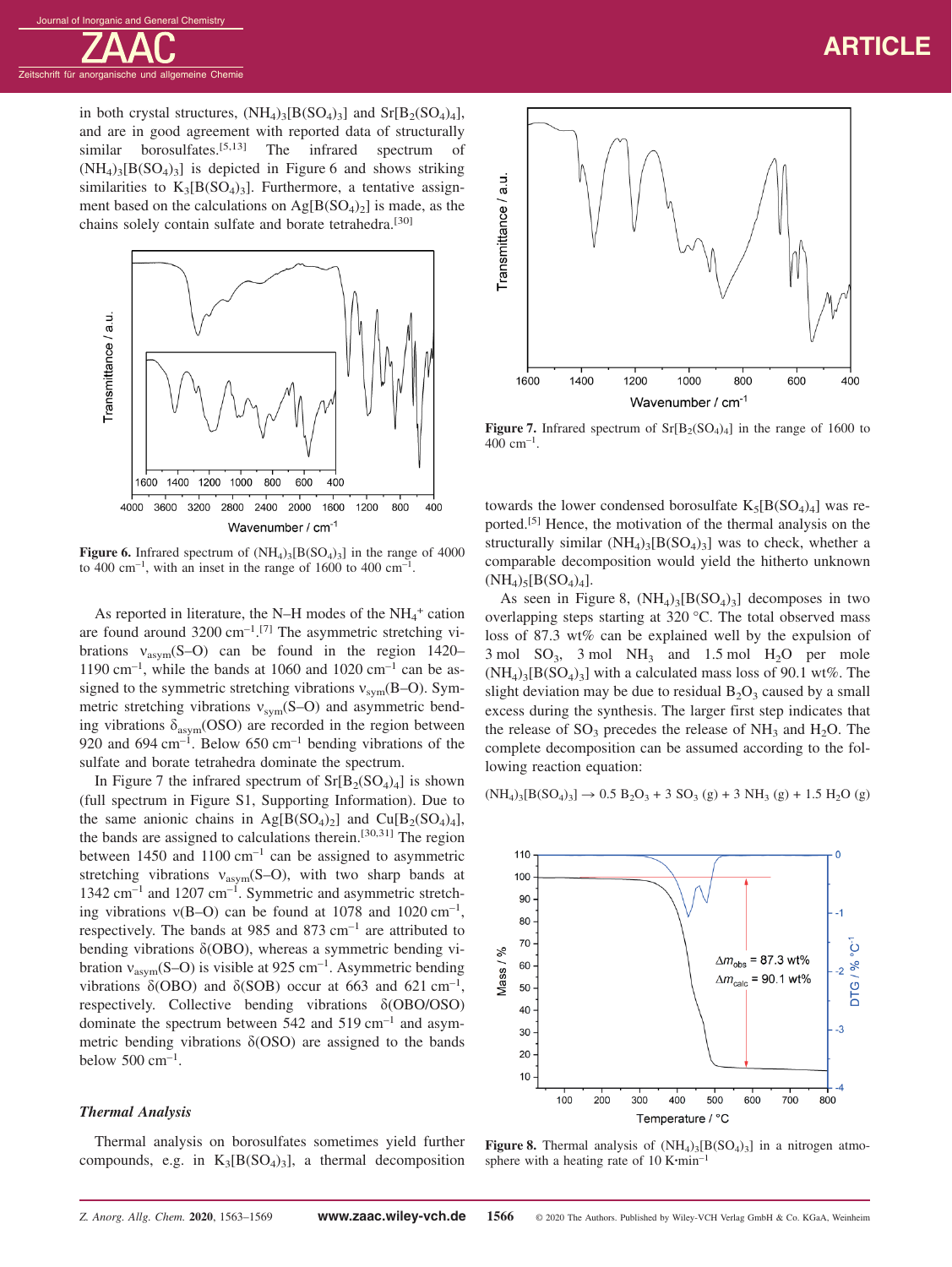in both crystal structures, $(NH_4)_3[B(SO_4)_3]$ and $Sr[B_2(SO_4)_4]$, and are in good agreement with reported data of structurally similar borosulfates.[5,13] The infrared spectrum of $(NH_4)_3[B(SO_4)_3]$ is depicted in Figure 6 and shows striking similarities to $K_3[B(SO_4)_3]$. Furthermore, a tentative assignment based on the calculations on $Ag[B(SO_4)_2]$ is made, as the chains solely contain sulfate and borate tetrahedra.[30]

**Figure 6.** Infrared spectrum of $(NH_4)_3[B(SO_4)_3]$ in the range of 4000 to 400 $cm^{-1}$, with an inset in the range of 1600 to 400 $cm^{-1}$.

As reported in literature, the N–H modes of the $NH_4^+$ cation are found around 3200 $cm^{-1}$.[7] The asymmetric stretching vibrations $\nu_{asym}$(S–O) can be found in the region 1420–1190 $cm^{-1}$, while the bands at 1060 and 1020 $cm^{-1}$ can be assigned to the symmetric stretching vibrations $\nu_{sym}$(B–O). Symmetric stretching vibrations $\nu_{sym}$(S–O) and asymmetric bending vibrations $\delta_{asym}$(OSO) are recorded in the region between 920 and 694 $cm^{-1}$. Below 650 $cm^{-1}$ bending vibrations of the sulfate and borate tetrahedra dominate the spectrum.

In Figure 7 the infrared spectrum of $Sr[B_2(SO_4)_4]$ is shown (full spectrum in Figure S1, Supporting Information). Due to the same anionic chains in $Ag[B(SO_4)_2]$ and $Cu[B_2(SO_4)_4]$, the bands are assigned to calculations therein.[30,31] The region between 1450 and 1100 $cm^{-1}$ can be assigned to asymmetric stretching vibrations $\nu_{asym}$(S–O), with two sharp bands at 1342 $cm^{-1}$ and 1207 $cm^{-1}$. Symmetric and asymmetric stretching vibrations $\nu$(B–O) can be found at 1078 and 1020 $cm^{-1}$, respectively. The bands at 985 and 873 $cm^{-1}$ are attributed to bending vibrations $\delta$(OBO), whereas a symmetric bending vibration $\nu_{asym}$(S–O) is visible at 925 $cm^{-1}$. Asymmetric bending vibrations $\delta$(OBO) and $\delta$(SOB) occur at 663 and 621 $cm^{-1}$, respectively. Collective bending vibrations $\delta$(OBO/OSO) dominate the spectrum between 542 and 519 $cm^{-1}$ and asymmetric bending vibrations $\delta$(OSO) are assigned to the bands below 500 $cm^{-1}$.

**Figure 7.** Infrared spectrum of $Sr[B_2(SO_4)_4]$ in the range of 1600 to 400 $cm^{-1}$.

### *Thermal Analysis*

Thermal analysis on borosulfates sometimes yield further compounds, e.g. in $K_3[B(SO_4)_3]$, a thermal decomposition towards the lower condensed borosulfate $K_5[B(SO_4)_4]$ was reported.[5] Hence, the motivation of the thermal analysis on the structurally similar $(NH_4)_3[B(SO_4)_3]$ was to check, whether a comparable decomposition would yield the hitherto unknown $(NH_4)_5[B(SO_4)_4]$.

As seen in Figure 8, $(NH_4)_3[B(SO_4)_3]$ decomposes in two overlapping steps starting at 320 °C. The total observed mass loss of 87.3 wt% can be explained well by the expulsion of 3 mol $SO_3$, 3 mol $NH_3$ and 1.5 mol $H_2O$ per mole $(NH_4)_3[B(SO_4)_3]$ with a calculated mass loss of 90.1 wt%. The slight deviation may be due to residual $B_2O_3$ caused by a small excess during the synthesis. The larger first step indicates that the release of $SO_3$ precedes the release of $NH_3$ and $H_2O$. The complete decomposition can be assumed according to the following reaction equation:

$$(NH_4)_3[B(SO_4)_3] \rightarrow 0.5\ B_2O_3 + 3\ SO_3\ (g) + 3\ NH_3\ (g) + 1.5\ H_2O\ (g)$$

**Figure 8.** Thermal analysis of $(NH_4)_3[B(SO_4)_3]$ in a nitrogen atmosphere with a heating rate of 10 K·$min^{-1}$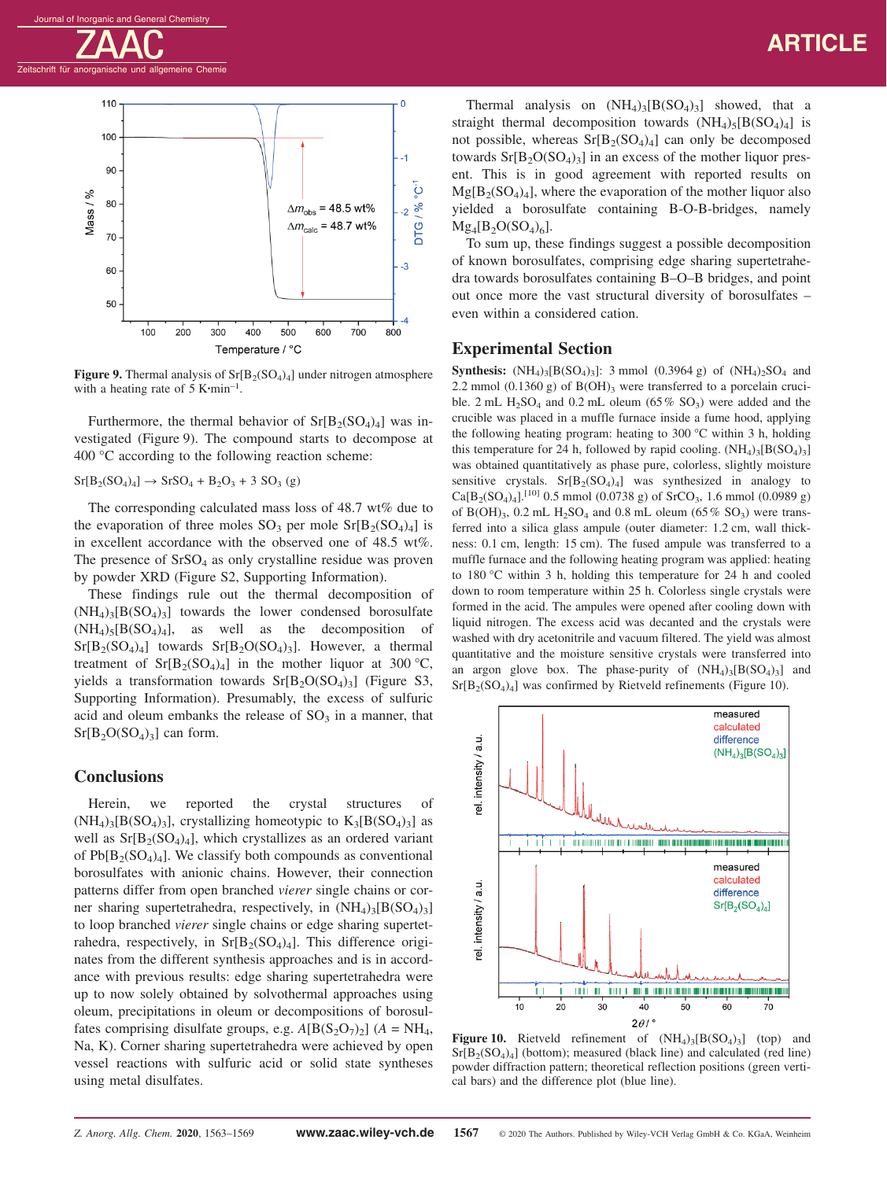Figure 9. Thermal analysis of $Sr[B_2(SO_4)_4]$ under nitrogen atmosphere with a heating rate of 5 K·min$^{-1}$.

Furthermore, the thermal behavior of $Sr[B_2(SO_4)_4]$ was investigated (Figure 9). The compound starts to decompose at 400 °C according to the following reaction scheme:

$Sr[B_2(SO_4)_4] \rightarrow SrSO_4 + B_2O_3 + 3\ SO_3$ (g)

The corresponding calculated mass loss of 48.7 wt% due to the evaporation of three moles $SO_3$ per mole $Sr[B_2(SO_4)_4]$ is in excellent accordance with the observed one of 48.5 wt%. The presence of $SrSO_4$ as only crystalline residue was proven by powder XRD (Figure S2, Supporting Information).

These findings rule out the thermal decomposition of $(NH_4)_3[B(SO_4)_3]$ towards the lower condensed borosulfate $(NH_4)_5[B(SO_4)_4]$, as well as the decomposition of $Sr[B_2(SO_4)_4]$ towards $Sr[B_2O(SO_4)_3]$. However, a thermal treatment of $Sr[B_2(SO_4)_4]$ in the mother liquor at 300 °C, yields a transformation towards $Sr[B_2O(SO_4)_3]$ (Figure S3, Supporting Information). Presumably, the excess of sulfuric acid and oleum embanks the release of $SO_3$ in a manner, that $Sr[B_2O(SO_4)_3]$ can form.

Thermal analysis on $(NH_4)_3[B(SO_4)_3]$ showed, that a straight thermal decomposition towards $(NH_4)_5[B(SO_4)_4]$ is not possible, whereas $Sr[B_2(SO_4)_4]$ can only be decomposed towards $Sr[B_2O(SO_4)_3]$ in an excess of the mother liquor present. This is in good agreement with reported results on $Mg[B_2(SO_4)_4]$, where the evaporation of the mother liquor also yielded a borosulfate containing B-O-B-bridges, namely $Mg_4[B_2O(SO_4)_6]$.

To sum up, these findings suggest a possible decomposition of known borosulfates, comprising edge sharing supertetrahedra towards borosulfates containing B–O–B bridges, and point out once more the vast structural diversity of borosulfates – even within a considered cation.

## Conclusions

Herein, we reported the crystal structures of $(NH_4)_3[B(SO_4)_3]$, crystallizing homeotypic to $K_3[B(SO_4)_3]$ as well as $Sr[B_2(SO_4)_4]$, which crystallizes as an ordered variant of $Pb[B_2(SO_4)_4]$. We classify both compounds as conventional borosulfates with anionic chains. However, their connection patterns differ from open branched *vierer* single chains or corner sharing supertetrahedra, respectively, in $(NH_4)_3[B(SO_4)_3]$ to loop branched *vierer* single chains or edge sharing supertetrahedra, respectively, in $Sr[B_2(SO_4)_4]$. This difference originates from the different synthesis approaches and is in accordance with previous results: edge sharing supertetrahedra were up to now solely obtained by solvothermal approaches using oleum, precipitations in oleum or decompositions of borosulfates comprising disulfate groups, e.g. $A[B(S_2O_7)_2]$ ($A = NH_4$, Na, K). Corner sharing supertetrahedra were achieved by open vessel reactions with sulfuric acid or solid state syntheses using metal disulfates.

## Experimental Section

**Synthesis:** $(NH_4)_3[B(SO_4)_3]$: 3 mmol (0.3964 g) of $(NH_4)_2SO_4$ and 2.2 mmol (0.1360 g) of $B(OH)_3$ were transferred to a porcelain crucible. 2 mL $H_2SO_4$ and 0.2 mL oleum (65 % $SO_3$) were added and the crucible was placed in a muffle furnace inside a fume hood, applying the following heating program: heating to 300 °C within 3 h, holding this temperature for 24 h, followed by rapid cooling. $(NH_4)_3[B(SO_4)_3]$ was obtained quantitatively as phase pure, colorless, slightly moisture sensitive crystals. $Sr[B_2(SO_4)_4]$ was synthesized in analogy to $Ca[B_2(SO_4)_4]$.[10] 0.5 mmol (0.0738 g) of $SrCO_3$, 1.6 mmol (0.0989 g) of $B(OH)_3$, 0.2 mL $H_2SO_4$ and 0.8 mL oleum (65 % $SO_3$) were transferred into a silica glass ampule (outer diameter: 1.2 cm, wall thickness: 0.1 cm, length: 15 cm). The fused ampule was transferred to a muffle furnace and the following heating program was applied: heating to 180 °C within 3 h, holding this temperature for 24 h and cooled down to room temperature within 25 h. Colorless single crystals were formed in the acid. The ampules were opened after cooling down with liquid nitrogen. The excess acid was decanted and the crystals were washed with dry acetonitrile and vacuum filtered. The yield was almost quantitative and the moisture sensitive crystals were transferred into an argon glove box. The phase-purity of $(NH_4)_3[B(SO_4)_3]$ and $Sr[B_2(SO_4)_4]$ was confirmed by Rietveld refinements (Figure 10).

Figure 10. Rietveld refinement of $(NH_4)_3[B(SO_4)_3]$ (top) and $Sr[B_2(SO_4)_4]$ (bottom); measured (black line) and calculated (red line) powder diffraction pattern; theoretical reflection positions (green vertical bars) and the difference plot (blue line).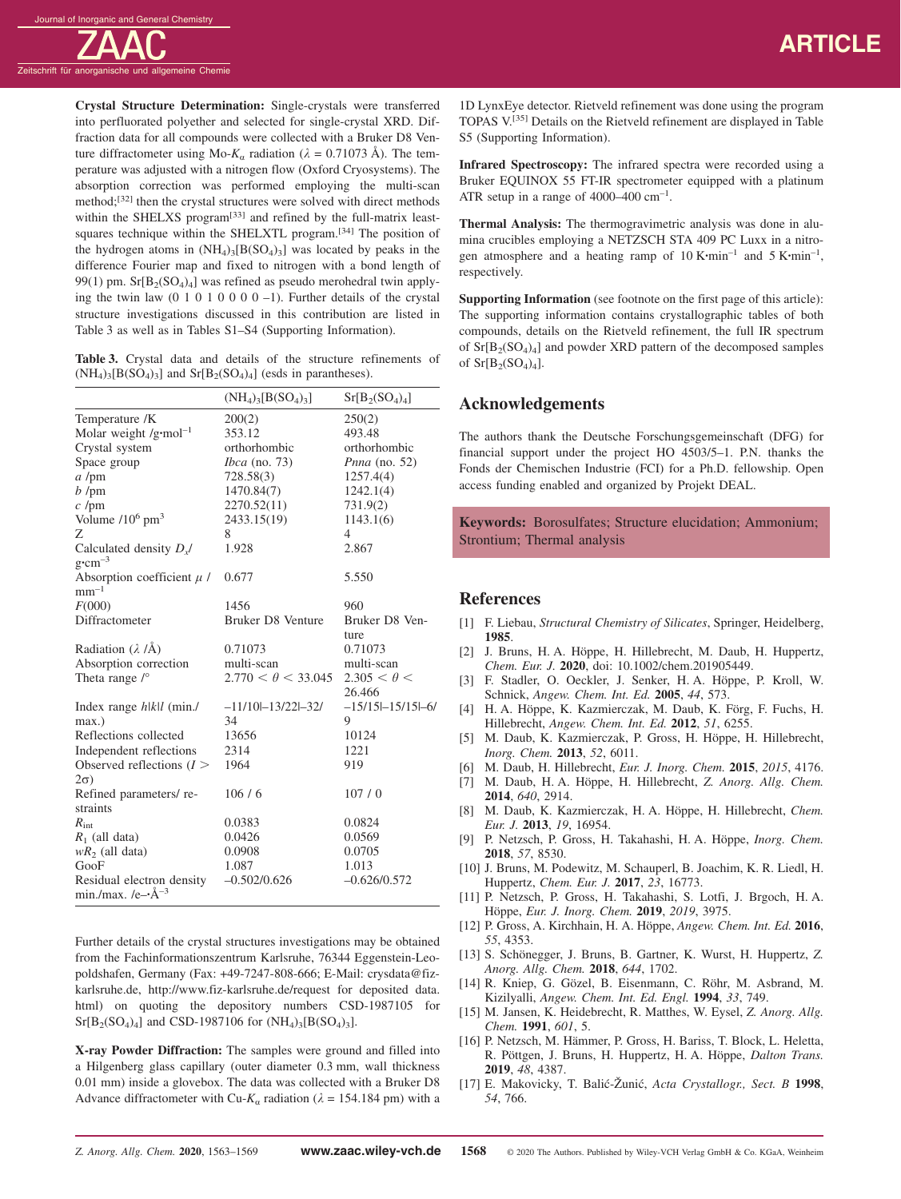**Crystal Structure Determination:** Single-crystals were transferred into perfluorated polyether and selected for single-crystal XRD. Diffraction data for all compounds were collected with a Bruker D8 Venture diffractometer using Mo-$K_\alpha$ radiation ($\lambda$ = 0.71073 Å). The temperature was adjusted with a nitrogen flow (Oxford Cryosystems). The absorption correction was performed employing the multi-scan method;[32] then the crystal structures were solved with direct methods within the SHELXS program[33] and refined by the full-matrix least-squares technique within the SHELXTL program.[34] The position of the hydrogen atoms in $(NH_4)_3[B(SO_4)_3]$ was located by peaks in the difference Fourier map and fixed to nitrogen with a bond length of 99(1) pm. $Sr[B_2(SO_4)_4]$ was refined as pseudo merohedral twin applying the twin law (0 1 0 1 0 0 0 0 –1). Further details of the crystal structure investigations discussed in this contribution are listed in Table 3 as well as in Tables S1–S4 (Supporting Information).

**Table 3.** Crystal data and details of the structure refinements of $(NH_4)_3[B(SO_4)_3]$ and $Sr[B_2(SO_4)_4]$ (esds in parantheses).

| | $(NH_4)_3[B(SO_4)_3]$ | $Sr[B_2(SO_4)_4]$ |
|---|---|---|
| Temperature /K | 200(2) | 250(2) |
| Molar weight /g·mol$^{-1}$ | 353.12 | 493.48 |
| Crystal system | orthorhombic | orthorhombic |
| Space group | *Ibca* (no. 73) | *Pnna* (no. 52) |
| *a* /pm | 728.58(3) | 1257.4(4) |
| *b* /pm | 1470.84(7) | 1242.1(4) |
| *c* /pm | 2270.52(11) | 731.9(2) |
| Volume /10$^6$ pm$^3$ | 2433.15(19) | 1143.1(6) |
| Z | 8 | 4 |
| Calculated density $D_x$/ g·cm$^{-3}$ | 1.928 | 2.867 |
| Absorption coefficient $\mu$ / mm$^{-1}$ | 0.677 | 5.550 |
| *F*(000) | 1456 | 960 |
| Diffractometer | Bruker D8 Venture | Bruker D8 Venture |
| Radiation ($\lambda$ /Å) | 0.71073 | 0.71073 |
| Absorption correction | multi-scan | multi-scan |
| Theta range /° | $2.770 < \theta < 33.045$ | $2.305 < \theta < 26.466$ |
| Index range *h*\|*k*\|*l* (min./ max.) | –11/10\|–13/22\|–32/ 34 | –15/15\|–15/15\|–6/ 9 |
| Reflections collected | 13656 | 10124 |
| Independent reflections | 2314 | 1221 |
| Observed reflections ($I > 2\sigma$) | 1964 | 919 |
| Refined parameters/ restraints | 106 / 6 | 107 / 0 |
| $R_{int}$ | 0.0383 | 0.0824 |
| $R_1$ (all data) | 0.0426 | 0.0569 |
| $wR_2$ (all data) | 0.0908 | 0.0705 |
| GooF | 1.087 | 1.013 |
| Residual electron density min./max. /e–·Å$^{-3}$ | –0.502/0.626 | –0.626/0.572 |

Further details of the crystal structures investigations may be obtained from the Fachinformationszentrum Karlsruhe, 76344 Eggenstein-Leopoldshafen, Germany (Fax: +49-7247-808-666; E-Mail: crysdata@fiz-karlsruhe.de, http://www.fiz-karlsruhe.de/request for deposited data.html) on quoting the depository numbers CSD-1987105 for $Sr[B_2(SO_4)_4]$ and CSD-1987106 for $(NH_4)_3[B(SO_4)_3]$.

**X-ray Powder Diffraction:** The samples were ground and filled into a Hilgenberg glass capillary (outer diameter 0.3 mm, wall thickness 0.01 mm) inside a glovebox. The data was collected with a Bruker D8 Advance diffractometer with Cu-$K_\alpha$ radiation ($\lambda$ = 154.184 pm) with a 1D LynxEye detector. Rietveld refinement was done using the program TOPAS V.[35] Details on the Rietveld refinement are displayed in Table S5 (Supporting Information).

**Infrared Spectroscopy:** The infrared spectra were recorded using a Bruker EQUINOX 55 FT-IR spectrometer equipped with a platinum ATR setup in a range of 4000–400 cm$^{-1}$.

**Thermal Analysis:** The thermogravimetric analysis was done in alumina crucibles employing a NETZSCH STA 409 PC Luxx in a nitrogen atmosphere and a heating ramp of 10 K·min$^{-1}$ and 5 K·min$^{-1}$, respectively.

**Supporting Information** (see footnote on the first page of this article): The supporting information contains crystallographic tables of both compounds, details on the Rietveld refinement, the full IR spectrum of $Sr[B_2(SO_4)_4]$ and powder XRD pattern of the decomposed samples of $Sr[B_2(SO_4)_4]$.

## Acknowledgements

The authors thank the Deutsche Forschungsgemeinschaft (DFG) for financial support under the project HO 4503/5–1. P.N. thanks the Fonds der Chemischen Industrie (FCI) for a Ph.D. fellowship. Open access funding enabled and organized by Projekt DEAL.

**Keywords:** Borosulfates; Structure elucidation; Ammonium; Strontium; Thermal analysis

## References

[1] F. Liebau, *Structural Chemistry of Silicates*, Springer, Heidelberg, **1985**.
[2] J. Bruns, H. A. Höppe, H. Hillebrecht, M. Daub, H. Huppertz, *Chem. Eur. J.* **2020**, doi: 10.1002/chem.201905449.
[3] F. Stadler, O. Oeckler, J. Senker, H. A. Höppe, P. Kroll, W. Schnick, *Angew. Chem. Int. Ed.* **2005**, *44*, 573.
[4] H. A. Höppe, K. Kazmierczak, M. Daub, K. Förg, F. Fuchs, H. Hillebrecht, *Angew. Chem. Int. Ed.* **2012**, *51*, 6255.
[5] M. Daub, K. Kazmierczak, P. Gross, H. Höppe, H. Hillebrecht, *Inorg. Chem.* **2013**, *52*, 6011.
[6] M. Daub, H. Hillebrecht, *Eur. J. Inorg. Chem.* **2015**, *2015*, 4176.
[7] M. Daub, H. A. Höppe, H. Hillebrecht, *Z. Anorg. Allg. Chem.* **2014**, *640*, 2914.
[8] M. Daub, K. Kazmierczak, H. A. Höppe, H. Hillebrecht, *Chem. Eur. J.* **2013**, *19*, 16954.
[9] P. Netzsch, P. Gross, H. Takahashi, H. A. Höppe, *Inorg. Chem.* **2018**, *57*, 8530.
[10] J. Bruns, M. Podewitz, M. Schauperl, B. Joachim, K. R. Liedl, H. Huppertz, *Chem. Eur. J.* **2017**, *23*, 16773.
[11] P. Netzsch, P. Gross, H. Takahashi, S. Lotfi, J. Brgoch, H. A. Höppe, *Eur. J. Inorg. Chem.* **2019**, *2019*, 3975.
[12] P. Gross, A. Kirchhain, H. A. Höppe, *Angew. Chem. Int. Ed.* **2016**, *55*, 4353.
[13] S. Schönegger, J. Bruns, B. Gartner, K. Wurst, H. Huppertz, *Z. Anorg. Allg. Chem.* **2018**, *644*, 1702.
[14] R. Kniep, G. Gözel, B. Eisenmann, C. Röhr, M. Asbrand, M. Kizilyalli, *Angew. Chem. Int. Ed. Engl.* **1994**, *33*, 749.
[15] M. Jansen, K. Heidebrecht, R. Matthes, W. Eysel, *Z. Anorg. Allg. Chem.* **1991**, *601*, 5.
[16] P. Netzsch, M. Hämmer, P. Gross, H. Bariss, T. Block, L. Heletta, R. Pöttgen, J. Bruns, H. Huppertz, H. A. Höppe, *Dalton Trans.* **2019**, *48*, 4387.
[17] E. Makovicky, T. Balić-Žunić, *Acta Crystallogr., Sect. B* **1998**, *54*, 766.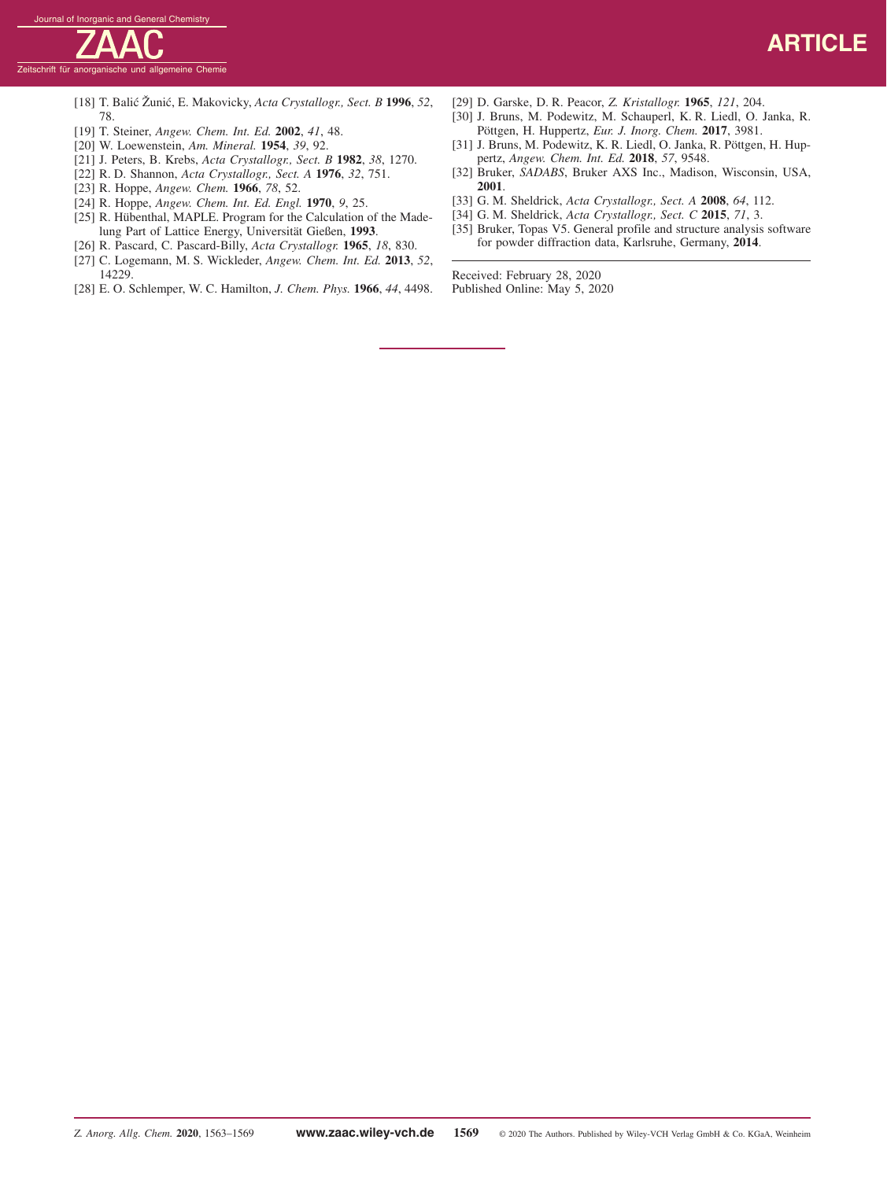[18] T. Balić Žunić, E. Makovicky, *Acta Crystallogr., Sect. B* **1996**, *52*, 78.
[19] T. Steiner, *Angew. Chem. Int. Ed.* **2002**, *41*, 48.
[20] W. Loewenstein, *Am. Mineral.* **1954**, *39*, 92.
[21] J. Peters, B. Krebs, *Acta Crystallogr., Sect. B* **1982**, *38*, 1270.
[22] R. D. Shannon, *Acta Crystallogr., Sect. A* **1976**, *32*, 751.
[23] R. Hoppe, *Angew. Chem.* **1966**, *78*, 52.
[24] R. Hoppe, *Angew. Chem. Int. Ed. Engl.* **1970**, *9*, 25.
[25] R. Hübenthal, MAPLE. Program for the Calculation of the Madelung Part of Lattice Energy, Universität Gießen, **1993**.
[26] R. Pascard, C. Pascard-Billy, *Acta Crystallogr.* **1965**, *18*, 830.
[27] C. Logemann, M. S. Wickleder, *Angew. Chem. Int. Ed.* **2013**, *52*, 14229.
[28] E. O. Schlemper, W. C. Hamilton, *J. Chem. Phys.* **1966**, *44*, 4498.
[29] D. Garske, D. R. Peacor, *Z. Kristallogr.* **1965**, *121*, 204.
[30] J. Bruns, M. Podewitz, M. Schauperl, K. R. Liedl, O. Janka, R. Pöttgen, H. Huppertz, *Eur. J. Inorg. Chem.* **2017**, 3981.
[31] J. Bruns, M. Podewitz, K. R. Liedl, O. Janka, R. Pöttgen, H. Huppertz, *Angew. Chem. Int. Ed.* **2018**, *57*, 9548.
[32] Bruker, *SADABS*, Bruker AXS Inc., Madison, Wisconsin, USA, **2001**.
[33] G. M. Sheldrick, *Acta Crystallogr., Sect. A* **2008**, *64*, 112.
[34] G. M. Sheldrick, *Acta Crystallogr., Sect. C* **2015**, *71*, 3.
[35] Bruker, Topas V5. General profile and structure analysis software for powder diffraction data, Karlsruhe, Germany, **2014**.

Received: February 28, 2020
Published Online: May 5, 2020